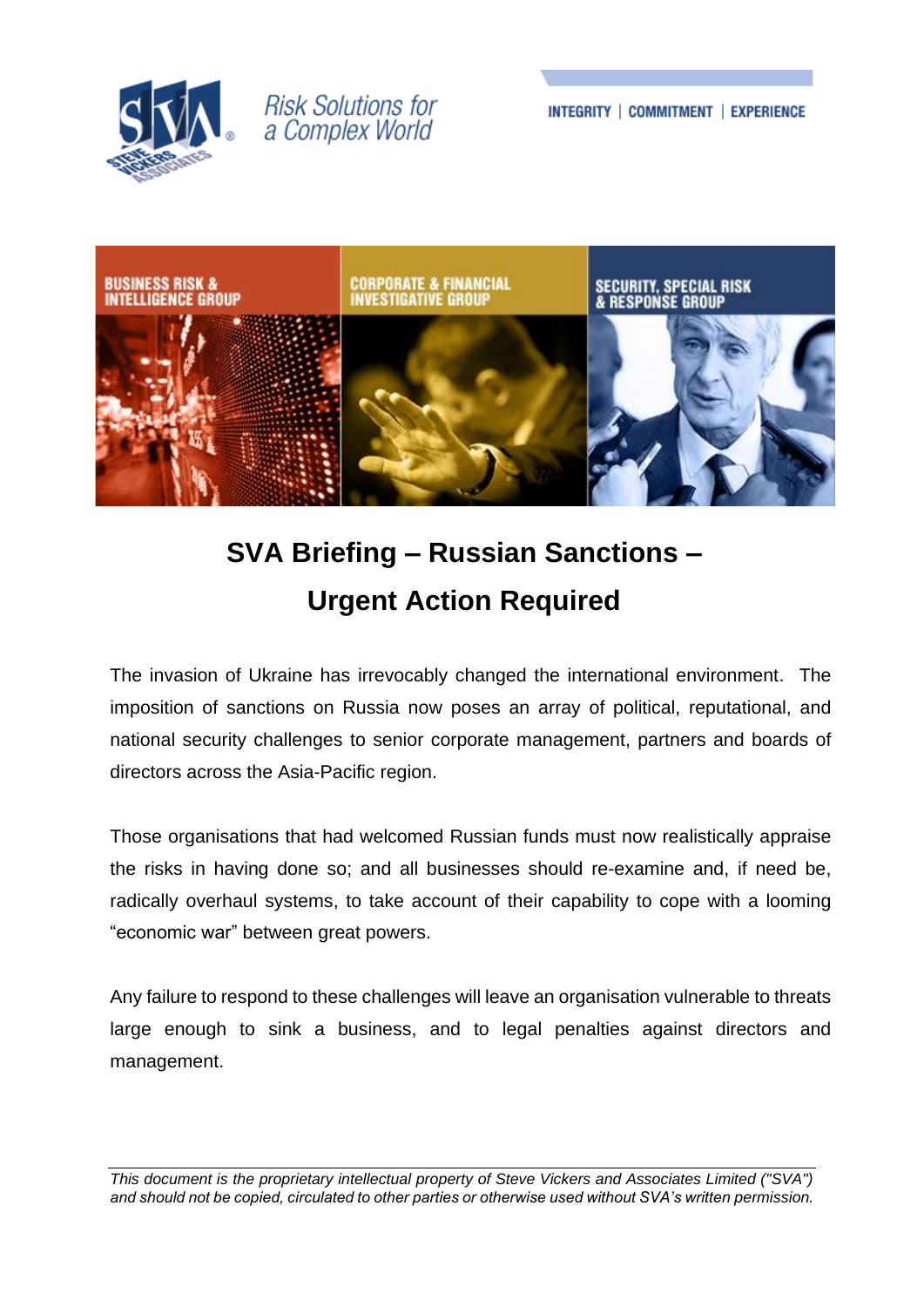Risk Solutions for a Complex World

INTEGRITY | COMMITMENT | EXPERIENCE

BUSINESS RISK & INTELLIGENCE GROUP

CORPORATE & FINANCIAL INVESTIGATIVE GROUP

SECURITY, SPECIAL RISK & RESPONSE GROUP

# SVA Briefing – Russian Sanctions – Urgent Action Required

The invasion of Ukraine has irrevocably changed the international environment. The imposition of sanctions on Russia now poses an array of political, reputational, and national security challenges to senior corporate management, partners and boards of directors across the Asia-Pacific region.

Those organisations that had welcomed Russian funds must now realistically appraise the risks in having done so; and all businesses should re-examine and, if need be, radically overhaul systems, to take account of their capability to cope with a looming "economic war" between great powers.

Any failure to respond to these challenges will leave an organisation vulnerable to threats large enough to sink a business, and to legal penalties against directors and management.

*This document is the proprietary intellectual property of Steve Vickers and Associates Limited ("SVA") and should not be copied, circulated to other parties or otherwise used without SVA's written permission.*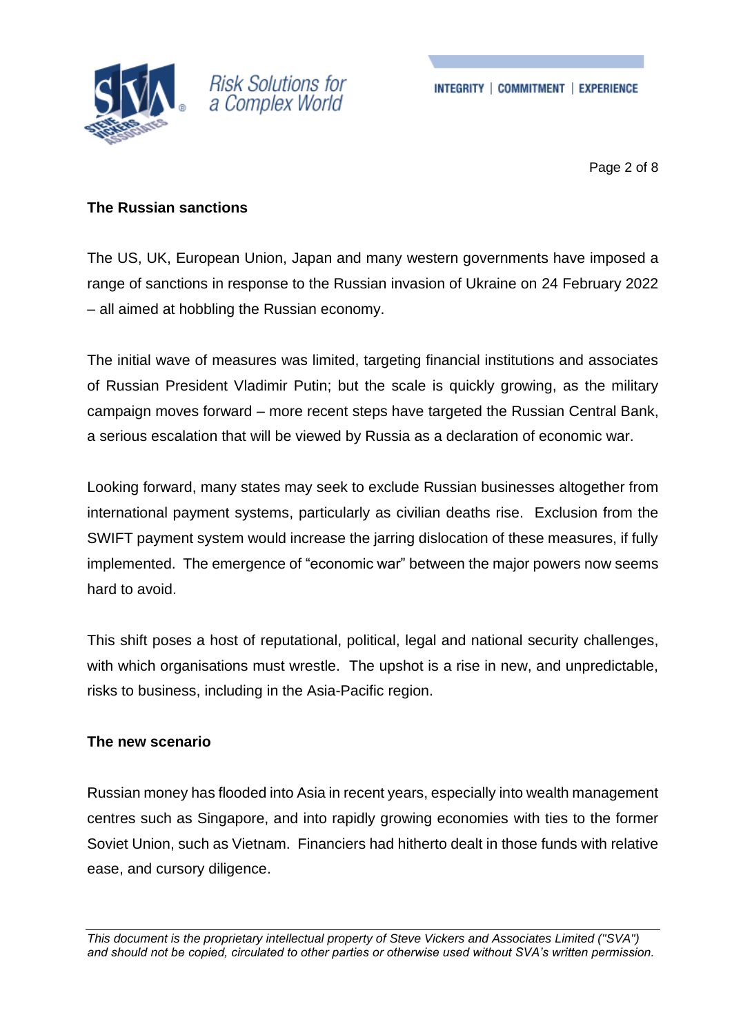**The Russian sanctions**

The US, UK, European Union, Japan and many western governments have imposed a range of sanctions in response to the Russian invasion of Ukraine on 24 February 2022 – all aimed at hobbling the Russian economy.

The initial wave of measures was limited, targeting financial institutions and associates of Russian President Vladimir Putin; but the scale is quickly growing, as the military campaign moves forward – more recent steps have targeted the Russian Central Bank, a serious escalation that will be viewed by Russia as a declaration of economic war.

Looking forward, many states may seek to exclude Russian businesses altogether from international payment systems, particularly as civilian deaths rise. Exclusion from the SWIFT payment system would increase the jarring dislocation of these measures, if fully implemented. The emergence of "economic war" between the major powers now seems hard to avoid.

This shift poses a host of reputational, political, legal and national security challenges, with which organisations must wrestle. The upshot is a rise in new, and unpredictable, risks to business, including in the Asia-Pacific region.

**The new scenario**

Russian money has flooded into Asia in recent years, especially into wealth management centres such as Singapore, and into rapidly growing economies with ties to the former Soviet Union, such as Vietnam. Financiers had hitherto dealt in those funds with relative ease, and cursory diligence.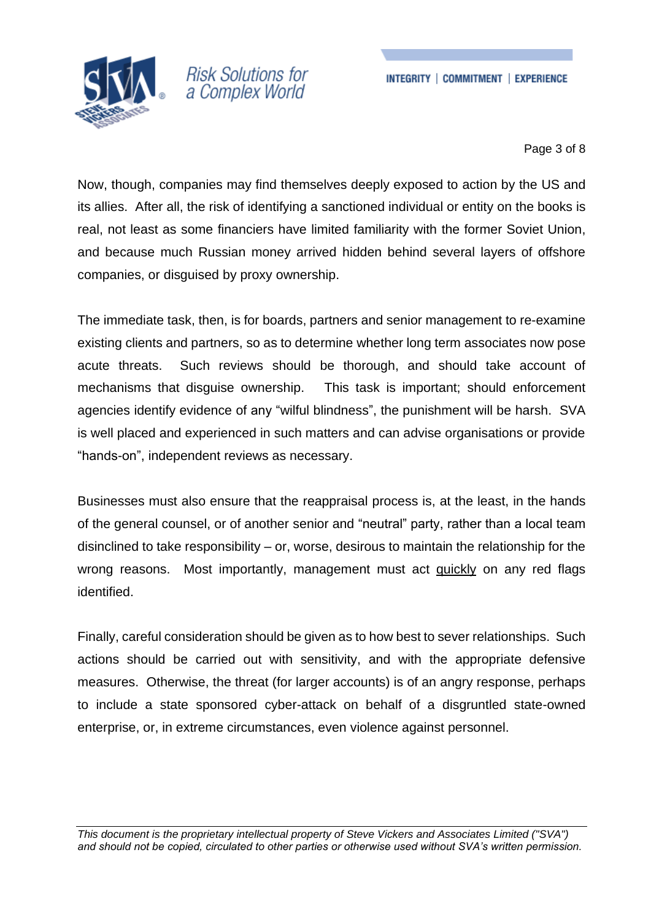Now, though, companies may find themselves deeply exposed to action by the US and its allies. After all, the risk of identifying a sanctioned individual or entity on the books is real, not least as some financiers have limited familiarity with the former Soviet Union, and because much Russian money arrived hidden behind several layers of offshore companies, or disguised by proxy ownership.

The immediate task, then, is for boards, partners and senior management to re-examine existing clients and partners, so as to determine whether long term associates now pose acute threats. Such reviews should be thorough, and should take account of mechanisms that disguise ownership. This task is important; should enforcement agencies identify evidence of any "wilful blindness", the punishment will be harsh. SVA is well placed and experienced in such matters and can advise organisations or provide "hands-on", independent reviews as necessary.

Businesses must also ensure that the reappraisal process is, at the least, in the hands of the general counsel, or of another senior and "neutral" party, rather than a local team disinclined to take responsibility – or, worse, desirous to maintain the relationship for the wrong reasons. Most importantly, management must act <u>quickly</u> on any red flags identified.

Finally, careful consideration should be given as to how best to sever relationships. Such actions should be carried out with sensitivity, and with the appropriate defensive measures. Otherwise, the threat (for larger accounts) is of an angry response, perhaps to include a state sponsored cyber-attack on behalf of a disgruntled state-owned enterprise, or, in extreme circumstances, even violence against personnel.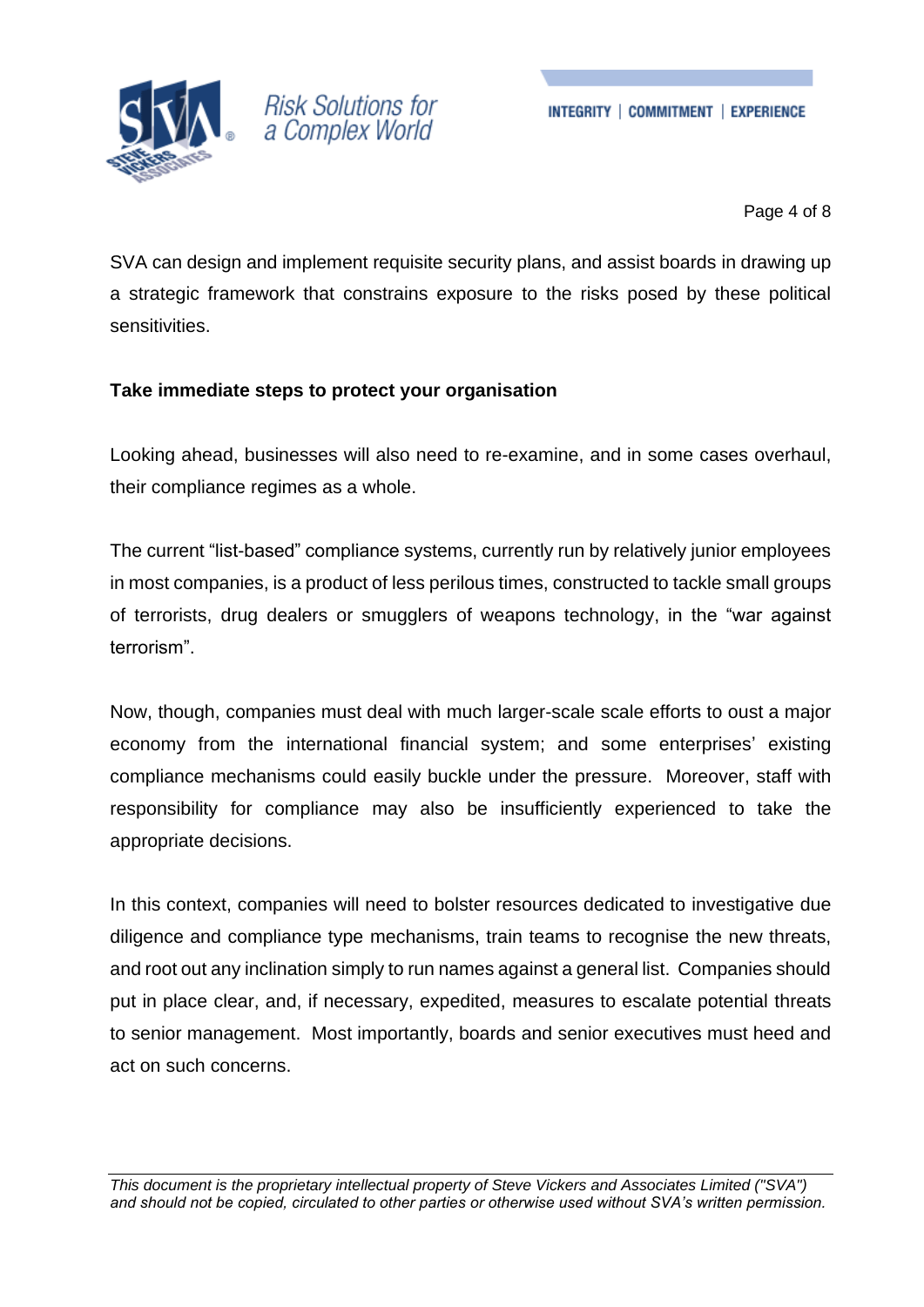SVA can design and implement requisite security plans, and assist boards in drawing up a strategic framework that constrains exposure to the risks posed by these political sensitivities.

**Take immediate steps to protect your organisation**

Looking ahead, businesses will also need to re-examine, and in some cases overhaul, their compliance regimes as a whole.

The current "list-based" compliance systems, currently run by relatively junior employees in most companies, is a product of less perilous times, constructed to tackle small groups of terrorists, drug dealers or smugglers of weapons technology, in the "war against terrorism".

Now, though, companies must deal with much larger-scale scale efforts to oust a major economy from the international financial system; and some enterprises' existing compliance mechanisms could easily buckle under the pressure. Moreover, staff with responsibility for compliance may also be insufficiently experienced to take the appropriate decisions.

In this context, companies will need to bolster resources dedicated to investigative due diligence and compliance type mechanisms, train teams to recognise the new threats, and root out any inclination simply to run names against a general list. Companies should put in place clear, and, if necessary, expedited, measures to escalate potential threats to senior management. Most importantly, boards and senior executives must heed and act on such concerns.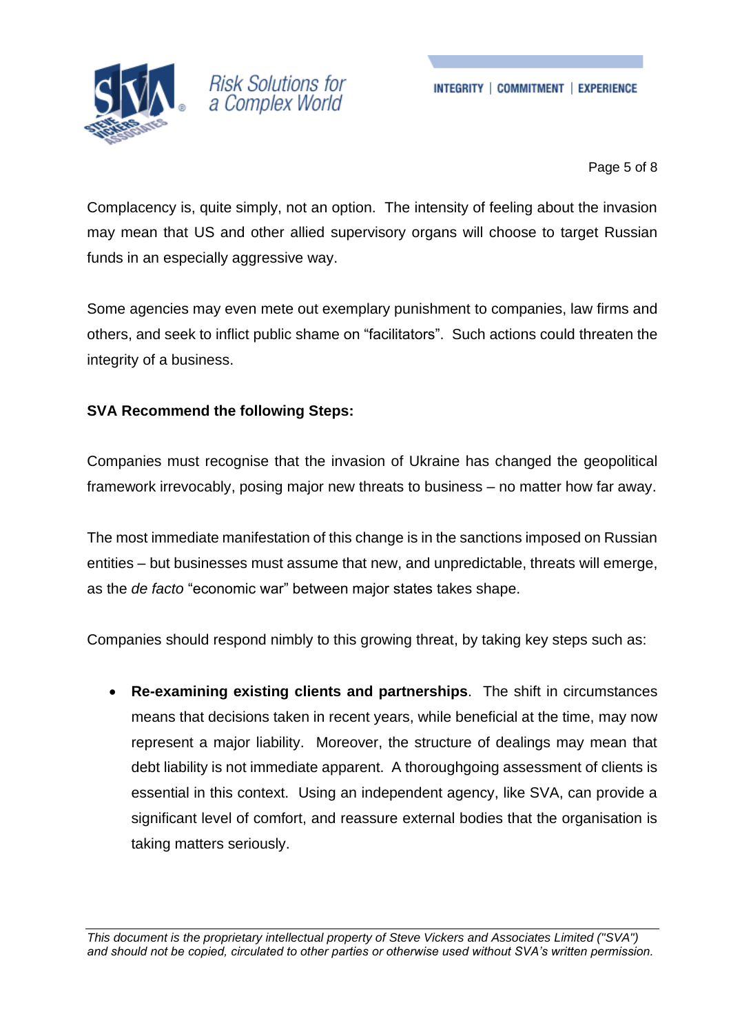Complacency is, quite simply, not an option. The intensity of feeling about the invasion may mean that US and other allied supervisory organs will choose to target Russian funds in an especially aggressive way.

Some agencies may even mete out exemplary punishment to companies, law firms and others, and seek to inflict public shame on "facilitators". Such actions could threaten the integrity of a business.

**SVA Recommend the following Steps:**

Companies must recognise that the invasion of Ukraine has changed the geopolitical framework irrevocably, posing major new threats to business – no matter how far away.

The most immediate manifestation of this change is in the sanctions imposed on Russian entities – but businesses must assume that new, and unpredictable, threats will emerge, as the *de facto* "economic war" between major states takes shape.

Companies should respond nimbly to this growing threat, by taking key steps such as:

- **Re-examining existing clients and partnerships**. The shift in circumstances means that decisions taken in recent years, while beneficial at the time, may now represent a major liability. Moreover, the structure of dealings may mean that debt liability is not immediate apparent. A thoroughgoing assessment of clients is essential in this context. Using an independent agency, like SVA, can provide a significant level of comfort, and reassure external bodies that the organisation is taking matters seriously.

*This document is the proprietary intellectual property of Steve Vickers and Associates Limited ("SVA") and should not be copied, circulated to other parties or otherwise used without SVA's written permission.*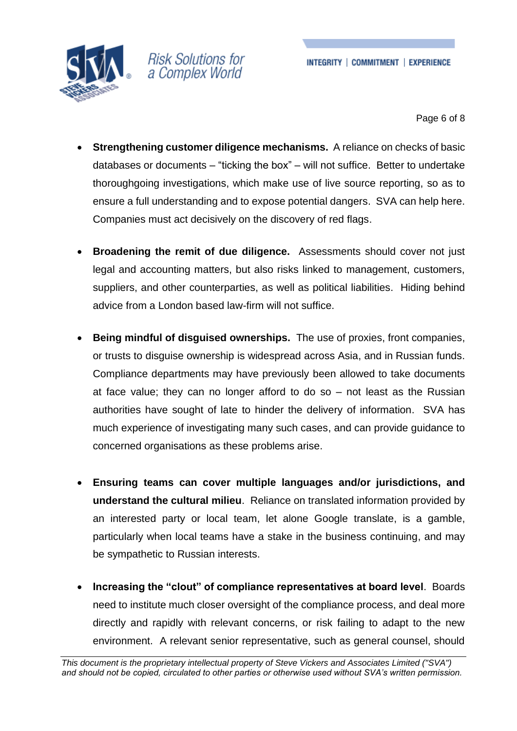- **Strengthening customer diligence mechanisms.** A reliance on checks of basic databases or documents – "ticking the box" – will not suffice. Better to undertake thoroughgoing investigations, which make use of live source reporting, so as to ensure a full understanding and to expose potential dangers. SVA can help here. Companies must act decisively on the discovery of red flags.

- **Broadening the remit of due diligence.** Assessments should cover not just legal and accounting matters, but also risks linked to management, customers, suppliers, and other counterparties, as well as political liabilities. Hiding behind advice from a London based law-firm will not suffice.

- **Being mindful of disguised ownerships.** The use of proxies, front companies, or trusts to disguise ownership is widespread across Asia, and in Russian funds. Compliance departments may have previously been allowed to take documents at face value; they can no longer afford to do so – not least as the Russian authorities have sought of late to hinder the delivery of information. SVA has much experience of investigating many such cases, and can provide guidance to concerned organisations as these problems arise.

- **Ensuring teams can cover multiple languages and/or jurisdictions, and understand the cultural milieu**. Reliance on translated information provided by an interested party or local team, let alone Google translate, is a gamble, particularly when local teams have a stake in the business continuing, and may be sympathetic to Russian interests.

- **Increasing the "clout" of compliance representatives at board level**. Boards need to institute much closer oversight of the compliance process, and deal more directly and rapidly with relevant concerns, or risk failing to adapt to the new environment. A relevant senior representative, such as general counsel, should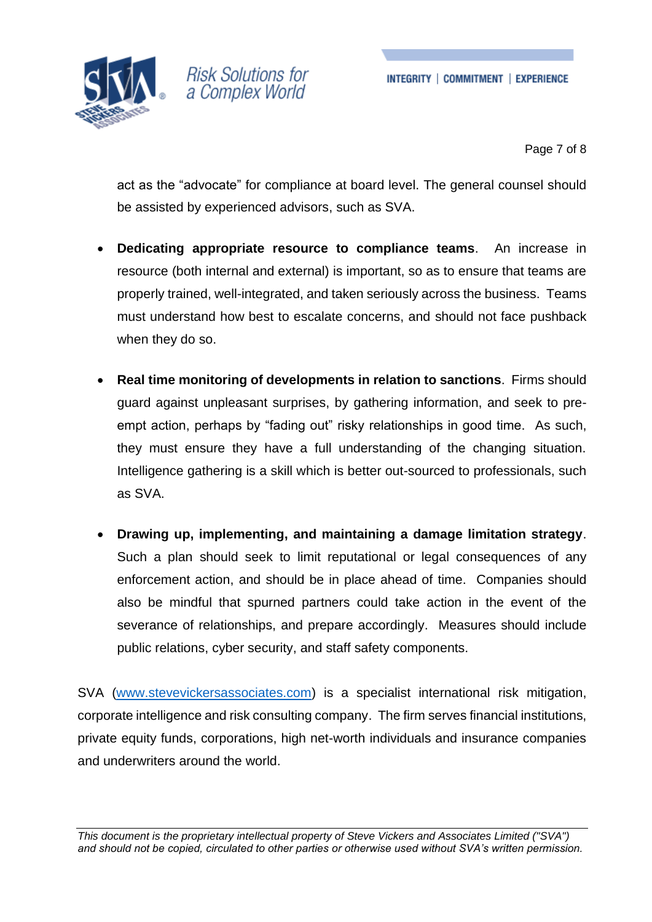act as the "advocate" for compliance at board level. The general counsel should be assisted by experienced advisors, such as SVA.

- **Dedicating appropriate resource to compliance teams**. An increase in resource (both internal and external) is important, so as to ensure that teams are properly trained, well-integrated, and taken seriously across the business. Teams must understand how best to escalate concerns, and should not face pushback when they do so.

- **Real time monitoring of developments in relation to sanctions**. Firms should guard against unpleasant surprises, by gathering information, and seek to pre-empt action, perhaps by "fading out" risky relationships in good time. As such, they must ensure they have a full understanding of the changing situation. Intelligence gathering is a skill which is better out-sourced to professionals, such as SVA.

- **Drawing up, implementing, and maintaining a damage limitation strategy**. Such a plan should seek to limit reputational or legal consequences of any enforcement action, and should be in place ahead of time. Companies should also be mindful that spurned partners could take action in the event of the severance of relationships, and prepare accordingly. Measures should include public relations, cyber security, and staff safety components.

SVA (www.stevevickersassociates.com) is a specialist international risk mitigation, corporate intelligence and risk consulting company. The firm serves financial institutions, private equity funds, corporations, high net-worth individuals and insurance companies and underwriters around the world.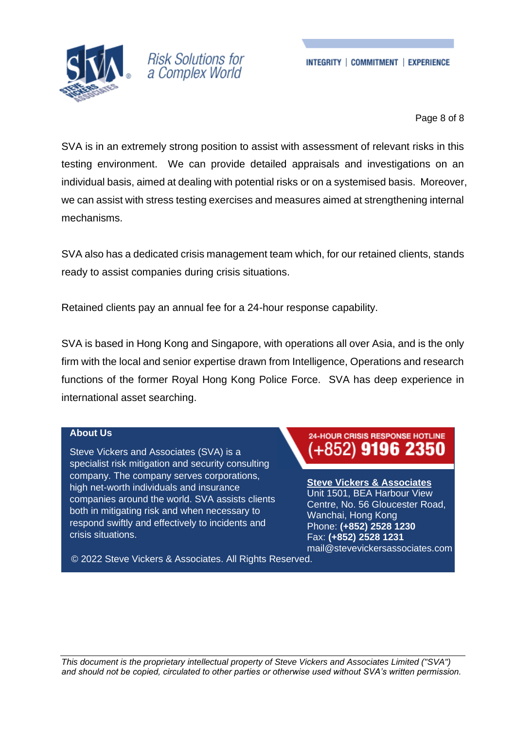SVA is in an extremely strong position to assist with assessment of relevant risks in this testing environment. We can provide detailed appraisals and investigations on an individual basis, aimed at dealing with potential risks or on a systemised basis. Moreover, we can assist with stress testing exercises and measures aimed at strengthening internal mechanisms.

SVA also has a dedicated crisis management team which, for our retained clients, stands ready to assist companies during crisis situations.

Retained clients pay an annual fee for a 24-hour response capability.

SVA is based in Hong Kong and Singapore, with operations all over Asia, and is the only firm with the local and senior expertise drawn from Intelligence, Operations and research functions of the former Royal Hong Kong Police Force. SVA has deep experience in international asset searching.

**About Us**

Steve Vickers and Associates (SVA) is a specialist risk mitigation and security consulting company. The company serves corporations, high net-worth individuals and insurance companies around the world. SVA assists clients both in mitigating risk and when necessary to respond swiftly and effectively to incidents and crisis situations.

**24-HOUR CRISIS RESPONSE HOTLINE**
**(+852) 9196 2350**

**Steve Vickers & Associates**
Unit 1501, BEA Harbour View Centre, No. 56 Gloucester Road, Wanchai, Hong Kong
Phone: **(+852) 2528 1230**
Fax: **(+852) 2528 1231**
mail@stevevickersassociates.com

© 2022 Steve Vickers & Associates. All Rights Reserved.

*This document is the proprietary intellectual property of Steve Vickers and Associates Limited ("SVA") and should not be copied, circulated to other parties or otherwise used without SVA's written permission.*